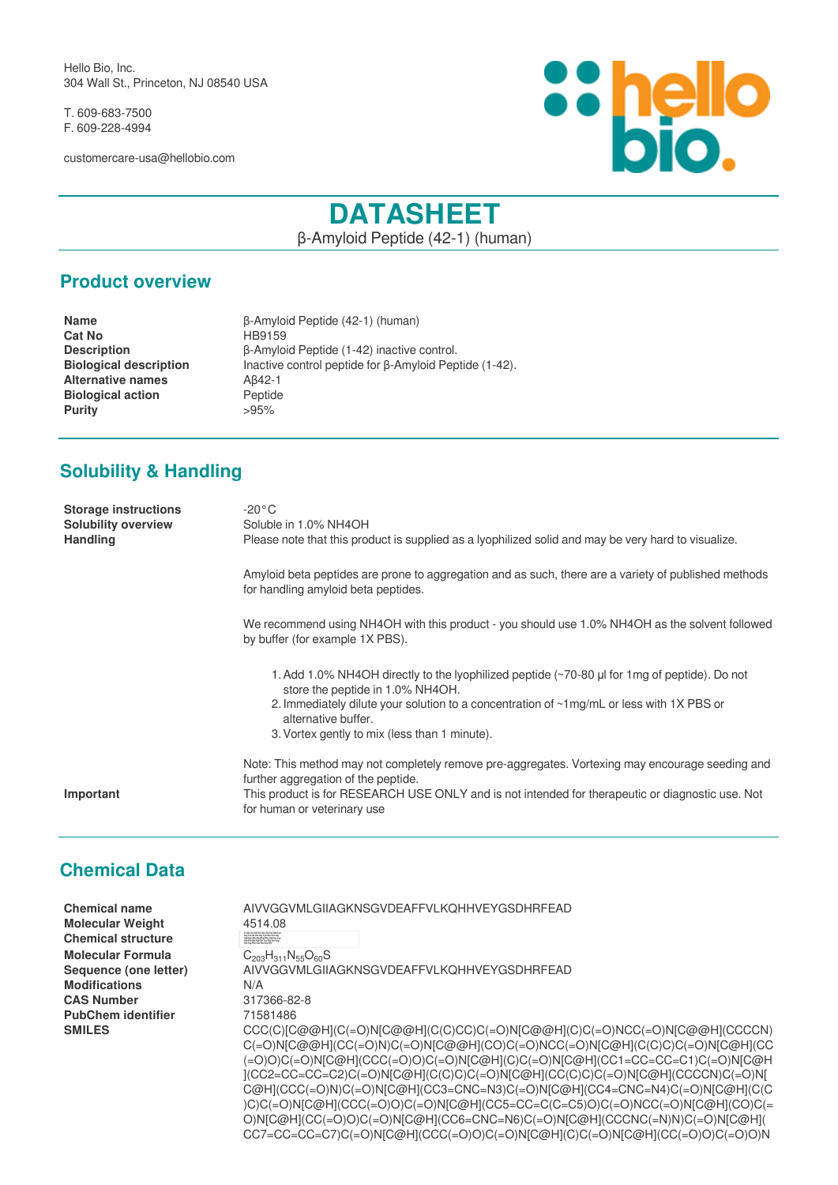Hello Bio, Inc.
304 Wall St., Princeton, NJ 08540 USA

T. 609-683-7500
F. 609-228-4994

customercare-usa@hellobio.com

# DATASHEET

β-Amyloid Peptide (42-1) (human)

## Product overview

| | |
|---|---|
| **Name** | β-Amyloid Peptide (42-1) (human) |
| **Cat No** | HB9159 |
| **Description** | β-Amyloid Peptide (1-42) inactive control. |
| **Biological description** | Inactive control peptide for β-Amyloid Peptide (1-42). |
| **Alternative names** | Aβ42-1 |
| **Biological action** | Peptide |
| **Purity** | >95% |

## Solubility & Handling

**Storage instructions**: -20°C

**Solubility overview**: Soluble in 1.0% NH4OH

**Handling**: Please note that this product is supplied as a lyophilized solid and may be very hard to visualize.

Amyloid beta peptides are prone to aggregation and as such, there are a variety of published methods for handling amyloid beta peptides.

We recommend using NH4OH with this product - you should use 1.0% NH4OH as the solvent followed by buffer (for example 1X PBS).

1. Add 1.0% NH4OH directly to the lyophilized peptide (~70-80 µl for 1mg of peptide). Do not store the peptide in 1.0% NH4OH.
2. Immediately dilute your solution to a concentration of ~1mg/mL or less with 1X PBS or alternative buffer.
3. Vortex gently to mix (less than 1 minute).

Note: This method may not completely remove pre-aggregates. Vortexing may encourage seeding and further aggregation of the peptide.

**Important**: This product is for RESEARCH USE ONLY and is not intended for therapeutic or diagnostic use. Not for human or veterinary use

## Chemical Data

| | |
|---|---|
| **Chemical name** | AIVVGGVMLGIIAGKNSGVDEAFFVLKQHHVEYGSDHRFEAD |
| **Molecular Weight** | 4514.08 |
| **Chemical structure** | |
| **Molecular Formula** | $C_{203}H_{311}N_{55}O_{60}S$ |
| **Sequence (one letter)** | AIVVGGVMLGIIAGKNSGVDEAFFVLKQHHVEYGSDHRFEAD |
| **Modifications** | N/A |
| **CAS Number** | 317366-82-8 |
| **PubChem identifier** | 71581486 |
| **SMILES** | CCC(C)[C@@H](C(=O)N[C@@H](C(C)CC)C(=O)N[C@@H](C)C(=O)NCC(=O)N[C@@H](CCCCN)C(=O)N[C@@H](CC(=O)N)C(=O)N[C@@H](CO)C(=O)NCC(=O)N[C@H](C(C)C)C(=O)N[C@H](CC(=O)O)C(=O)N[C@H](CCC(=O)O)C(=O)N[C@H](C)C(=O)N[C@H](CC1=CC=CC=C1)C(=O)N[C@H](CC2=CC=CC=C2)C(=O)N[C@H](C(C)C)C(=O)N[C@H](CC(C)C)C(=O)N[C@H](CCCCN)C(=O)N[C@H](CCC(=O)N)C(=O)N[C@H](CC3=CNC=N3)C(=O)N[C@H](CC4=CNC=N4)C(=O)N[C@H](C(C)C)C(=O)N[C@H](CCC(=O)O)C(=O)N[C@H](CC5=CC=C(C=C5)O)C(=O)NCC(=O)N[C@H](CO)C(=O)N[C@H](CC(=O)O)C(=O)N[C@H](CC6=CNC=N6)C(=O)N[C@H](CCCNC(=N)N)C(=O)N[C@H](CC7=CC=CC=C7)C(=O)N[C@H](CCC(=O)O)C(=O)N[C@H](C)C(=O)N[C@H](CC(=O)O)C(=O)O)N |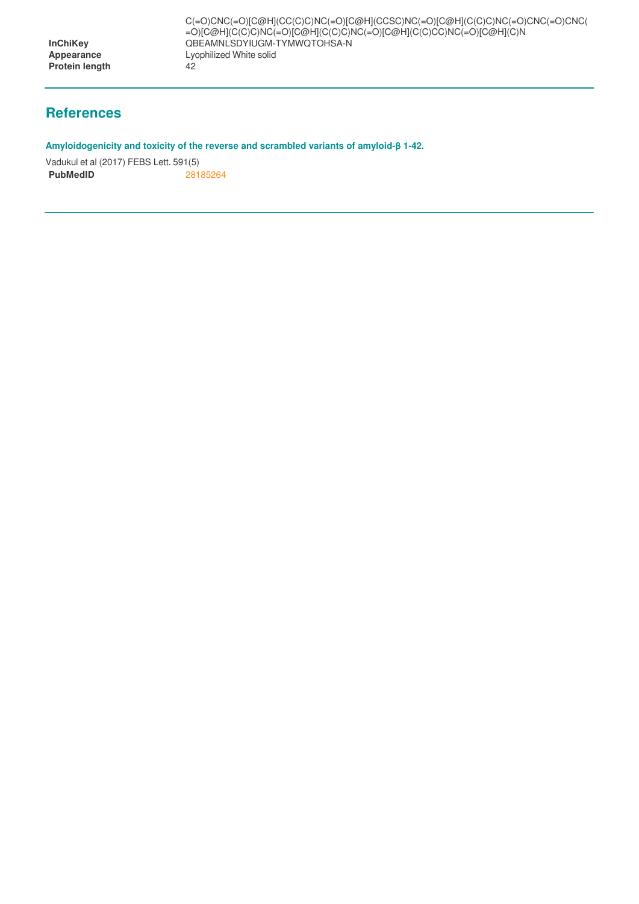| | |
|---|---|
| | C(=O)CNC(=O)[C@H](CC(C)C)NC(=O)[C@H](CCSC)NC(=O)[C@H](C(C)C)NC(=O)CNC(=O)CNC(=O)[C@H](C(C)C)NC(=O)[C@H](C(C)C)NC(=O)[C@H](C(C)CC)NC(=O)[C@H](C)N |
| **InChiKey** | QBEAMNLSDYIUGM-TYMWQTOHSA-N |
| **Appearance** | Lyophilized White solid |
| **Protein length** | 42 |

## References

**Amyloidogenicity and toxicity of the reverse and scrambled variants of amyloid-β 1-42.**

Vadukul et al (2017) FEBS Lett. 591(5)

**PubMedID** 28185264